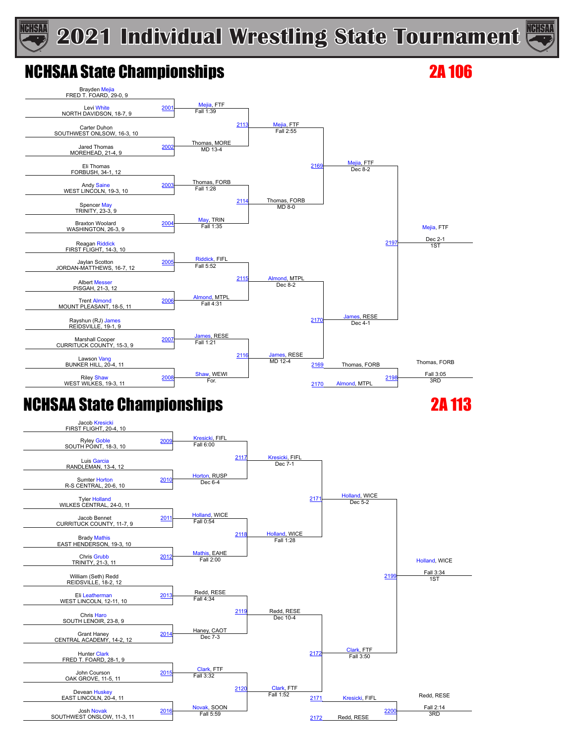# 2021 Individual Wrestling State Tournament

## NCHSAA State Championships — 2A 106

### First Round

| Match | Wrestler 1 | Wrestler 2 | Winner | Result |
|---|---|---|---|---|
| 2001 | Brayden Mejia, FRED T. FOARD, 29-0, 9 | Levi White, NORTH DAVIDSON, 18-7, 9 | Mejia, FTF | Fall 1:39 |
| 2002 | Carter Duhon, SOUTHWEST ONSLOW, 16-3, 10 | Jared Thomas, MOREHEAD, 21-4, 9 | Thomas, MORE | MD 13-4 |
| 2003 | Eli Thomas, FORBUSH, 34-1, 12 | Andy Saine, WEST LINCOLN, 19-3, 10 | Thomas, FORB | Fall 1:28 |
| 2004 | Spencer May, TRINITY, 23-3, 9 | Braxton Woolard, WASHINGTON, 26-3, 9 | May, TRIN | Fall 1:35 |
| 2005 | Reagan Riddick, FIRST FLIGHT, 14-3, 10 | Jaylan Scotton, JORDAN-MATTHEWS, 16-7, 12 | Riddick, FIFL | Fall 5:52 |
| 2006 | Albert Messer, PISGAH, 21-3, 12 | Trent Almond, MOUNT PLEASANT, 18-5, 11 | Almond, MTPL | Fall 4:31 |
| 2007 | Rayshun (RJ) James, REIDSVILLE, 19-1, 9 | Marshall Cooper, CURRITUCK COUNTY, 15-3, 9 | James, RESE | Fall 1:21 |
| 2008 | Lawson Vang, BUNKER HILL, 20-4, 11 | Riley Shaw, WEST WILKES, 19-3, 11 | Shaw, WEWI | For. |

### Quarterfinals

| Match | Winner | Result |
|---|---|---|
| 2113 | Mejia, FTF | Fall 2:55 |
| 2114 | Thomas, FORB | MD 8-0 |
| 2115 | Almond, MTPL | Dec 8-2 |
| 2116 | James, RESE | MD 12-4 |

### Semifinals

| Match | Winner | Result |
|---|---|---|
| 2169 | Mejia, FTF | Dec 8-2 |
| 2170 | James, RESE | Dec 4-1 |

### Finals

| Match | Winner | Result | Place |
|---|---|---|---|
| 2197 | Mejia, FTF | Dec 2-1 | 1ST |
| 2198 | Thomas, FORB (L2169) vs. Almond, MTPL (L2170) — Thomas, FORB | Fall 3:05 | 3RD |

## NCHSAA State Championships — 2A 113

### First Round

| Match | Wrestler 1 | Wrestler 2 | Winner | Result |
|---|---|---|---|---|
| 2009 | Jacob Kresicki, FIRST FLIGHT, 20-4, 10 | Ryley Goble, SOUTH POINT, 18-3, 10 | Kresicki, FIFL | Fall 6:00 |
| 2010 | Luis Garcia, RANDLEMAN, 13-4, 12 | Sumter Horton, R-S CENTRAL, 20-6, 10 | Horton, RUSP | Dec 6-4 |
| 2011 | Tyler Holland, WILKES CENTRAL, 24-0, 11 | Jacob Bennet, CURRITUCK COUNTY, 11-7, 9 | Holland, WICE | Fall 0:54 |
| 2012 | Brady Mathis, EAST HENDERSON, 19-3, 10 | Chris Grubb, TRINITY, 21-3, 11 | Mathis, EAHE | Fall 2:00 |
| 2013 | William (Seth) Redd, REIDSVILLE, 18-2, 12 | Eli Leatherman, WEST LINCOLN, 12-11, 10 | Redd, RESE | Fall 4:34 |
| 2014 | Chris Haro, SOUTH LENOIR, 23-8, 9 | Grant Haney, CENTRAL ACADEMY, 14-2, 12 | Haney, CAOT | Dec 7-3 |
| 2015 | Hunter Clark, FRED T. FOARD, 28-1, 9 | John Courson, OAK GROVE, 11-5, 11 | Clark, FTF | Fall 3:32 |
| 2016 | Devean Huskey, EAST LINCOLN, 20-4, 11 | Josh Novak, SOUTHWEST ONSLOW, 11-3, 11 | Novak, SOON | Fall 5:59 |

### Quarterfinals

| Match | Winner | Result |
|---|---|---|
| 2117 | Kresicki, FIFL | Dec 7-1 |
| 2118 | Holland, WICE | Fall 1:28 |
| 2119 | Redd, RESE | Dec 10-4 |
| 2120 | Clark, FTF | Fall 1:52 |

### Semifinals

| Match | Winner | Result |
|---|---|---|
| 2171 | Holland, WICE | Dec 5-2 |
| 2172 | Clark, FTF | Fall 3:50 |

### Finals

| Match | Winner | Result | Place |
|---|---|---|---|
| 2199 | Holland, WICE | Fall 3:34 | 1ST |
| 2200 | Kresicki, FIFL (L2171) vs. Redd, RESE (L2172) — Redd, RESE | Fall 2:14 | 3RD |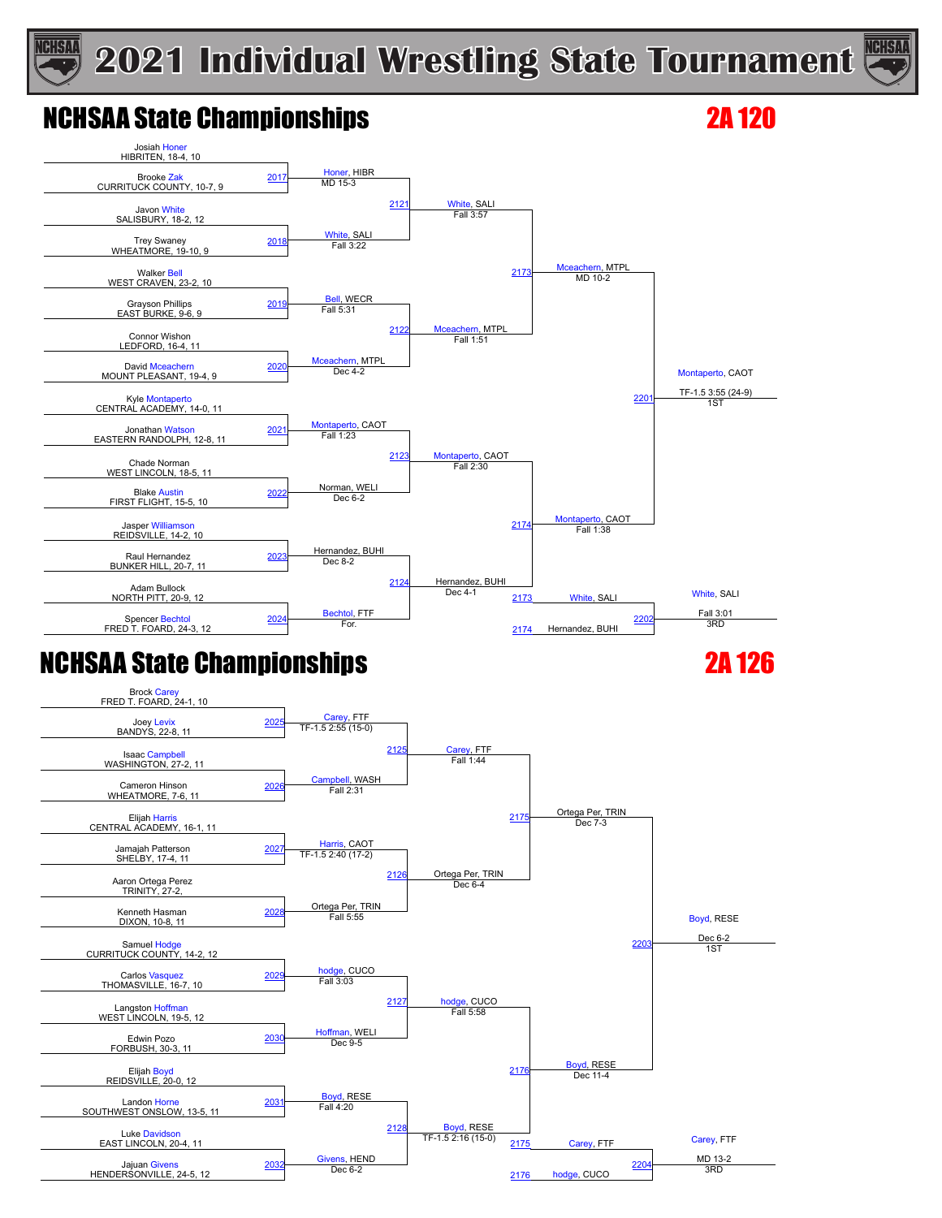# 2021 Individual Wrestling State Tournament

## NCHSAA State Championships — 2A 120

### First Round (Quarterfinals)

| Bout | Wrestler 1 | Wrestler 2 | Winner | Result |
|---|---|---|---|---|
| 2017 | Josiah Honer, HIBRITEN, 18-4, 10 | Brooke Zak, CURRITUCK COUNTY, 10-7, 9 | Honer, HIBR | MD 15-3 |
| 2018 | Javon White, SALISBURY, 18-2, 12 | Trey Swaney, WHEATMORE, 19-10, 9 | White, SALI | Fall 3:22 |
| 2019 | Walker Bell, WEST CRAVEN, 23-2, 10 | Grayson Phillips, EAST BURKE, 9-6, 9 | Bell, WECR | Fall 5:31 |
| 2020 | Connor Wishon, LEDFORD, 16-4, 11 | David Mceachern, MOUNT PLEASANT, 19-4, 9 | Mceachern, MTPL | Dec 4-2 |
| 2021 | Kyle Montaperto, CENTRAL ACADEMY, 14-0, 11 | Jonathan Watson, EASTERN RANDOLPH, 12-8, 11 | Montaperto, CAOT | Fall 1:23 |
| 2022 | Chade Norman, WEST LINCOLN, 18-5, 11 | Blake Austin, FIRST FLIGHT, 15-5, 10 | Norman, WELI | Dec 6-2 |
| 2023 | Jasper Williamson, REIDSVILLE, 14-2, 10 | Raul Hernandez, BUNKER HILL, 20-7, 11 | Hernandez, BUHI | Dec 8-2 |
| 2024 | Adam Bullock, NORTH PITT, 20-9, 12 | Spencer Bechtol, FRED T. FOARD, 24-3, 12 | Bechtol, FTF | For. |

### Second Round

| Bout | Winner | Result |
|---|---|---|
| 2121 | White, SALI | Fall 3:57 |
| 2122 | Mceachern, MTPL | Fall 1:51 |
| 2123 | Montaperto, CAOT | Fall 2:30 |
| 2124 | Hernandez, BUHI | Dec 4-1 |

### Semifinals

| Bout | Winner | Result |
|---|---|---|
| 2173 | Mceachern, MTPL | MD 10-2 |
| 2174 | Montaperto, CAOT | Fall 1:38 |

### Finals

| Bout | Winner | Result | Place |
|---|---|---|---|
| 2201 | Montaperto, CAOT | TF-1.5 3:55 (24-9) | 1ST |

### 3rd Place

| Bout | Wrestler 1 (L 2173) | Wrestler 2 (L 2174) | Winner | Result | Place |
|---|---|---|---|---|---|
| 2202 | White, SALI | Hernandez, BUHI | White, SALI | Fall 3:01 | 3RD |

## NCHSAA State Championships — 2A 126

### First Round (Quarterfinals)

| Bout | Wrestler 1 | Wrestler 2 | Winner | Result |
|---|---|---|---|---|
| 2025 | Brock Carey, FRED T. FOARD, 24-1, 10 | Joey Levix, BANDYS, 22-8, 11 | Carey, FTF | TF-1.5 2:55 (15-0) |
| 2026 | Isaac Campbell, WASHINGTON, 27-2, 11 | Cameron Hinson, WHEATMORE, 7-6, 11 | Campbell, WASH | Fall 2:31 |
| 2027 | Elijah Harris, CENTRAL ACADEMY, 16-1, 11 | Jamajah Patterson, SHELBY, 17-4, 11 | Harris, CAOT | TF-1.5 2:40 (17-2) |
| 2028 | Aaron Ortega Perez, TRINITY, 27-2, | Kenneth Hasman, DIXON, 10-8, 11 | Ortega Per, TRIN | Fall 5:55 |
| 2029 | Samuel Hodge, CURRITUCK COUNTY, 14-2, 12 | Carlos Vasquez, THOMASVILLE, 16-7, 10 | hodge, CUCO | Fall 3:03 |
| 2030 | Langston Hoffman, WEST LINCOLN, 19-5, 12 | Edwin Pozo, FORBUSH, 30-3, 11 | Hoffman, WELI | Dec 9-5 |
| 2031 | Elijah Boyd, REIDSVILLE, 20-0, 12 | Landon Horne, SOUTHWEST ONSLOW, 13-5, 11 | Boyd, RESE | Fall 4:20 |
| 2032 | Luke Davidson, EAST LINCOLN, 20-4, 11 | Jajuan Givens, HENDERSONVILLE, 24-5, 12 | Givens, HEND | Dec 6-2 |

### Second Round

| Bout | Winner | Result |
|---|---|---|
| 2125 | Carey, FTF | Fall 1:44 |
| 2126 | Ortega Per, TRIN | Dec 6-4 |
| 2127 | hodge, CUCO | Fall 5:58 |
| 2128 | Boyd, RESE | TF-1.5 2:16 (15-0) |

### Semifinals

| Bout | Winner | Result |
|---|---|---|
| 2175 | Ortega Per, TRIN | Dec 7-3 |
| 2176 | Boyd, RESE | Dec 11-4 |

### Finals

| Bout | Winner | Result | Place |
|---|---|---|---|
| 2203 | Boyd, RESE | Dec 6-2 | 1ST |

### 3rd Place

| Bout | Wrestler 1 (L 2175) | Wrestler 2 (L 2176) | Winner | Result | Place |
|---|---|---|---|---|---|
| 2204 | Carey, FTF | hodge, CUCO | Carey, FTF | MD 13-2 | 3RD |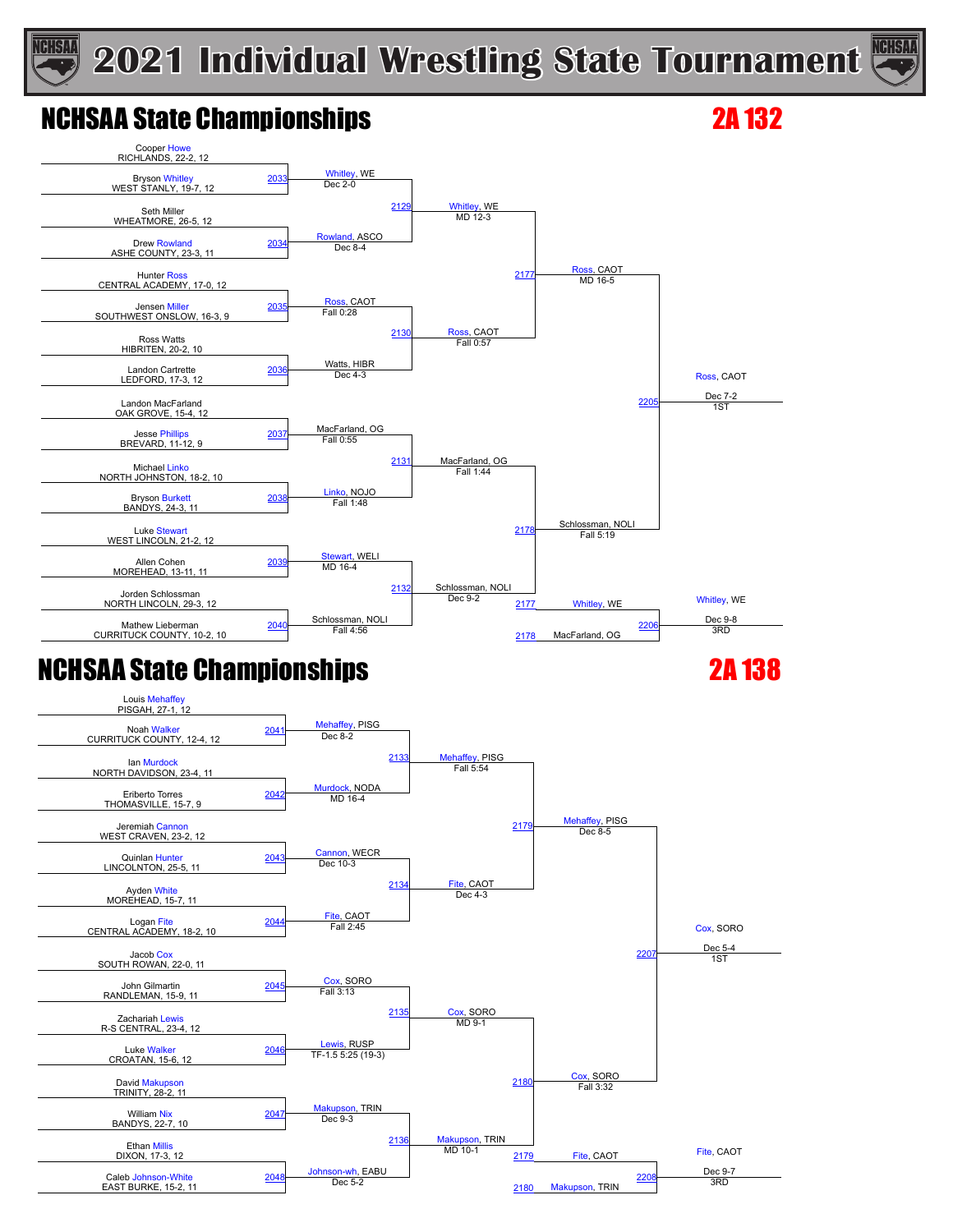# 2021 Individual Wrestling State Tournament

## NCHSAA State Championships — 2A 132

### First Round

| Bout | Wrestler 1 | Wrestler 2 | Winner | Result |
|---|---|---|---|---|
| 2033 | Cooper Howe, RICHLANDS, 22-2, 12 | Bryson Whitley, WEST STANLY, 19-7, 12 | Whitley, WE | Dec 2-0 |
| 2034 | Seth Miller, WHEATMORE, 26-5, 12 | Drew Rowland, ASHE COUNTY, 23-3, 11 | Rowland, ASCO | Dec 8-4 |
| 2035 | Hunter Ross, CENTRAL ACADEMY, 17-0, 12 | Jensen Miller, SOUTHWEST ONSLOW, 16-3, 9 | Ross, CAOT | Fall 0:28 |
| 2036 | Ross Watts, HIBRITEN, 20-2, 10 | Landon Cartrette, LEDFORD, 17-3, 12 | Watts, HIBR | Dec 4-3 |
| 2037 | Landon MacFarland, OAK GROVE, 15-4, 12 | Jesse Phillips, BREVARD, 11-12, 9 | MacFarland, OG | Fall 0:55 |
| 2038 | Michael Linko, NORTH JOHNSTON, 18-2, 10 | Bryson Burkett, BANDYS, 24-3, 11 | Linko, NOJO | Fall 1:48 |
| 2039 | Luke Stewart, WEST LINCOLN, 21-2, 12 | Allen Cohen, MOREHEAD, 13-11, 11 | Stewart, WELI | MD 16-4 |
| 2040 | Jorden Schlossman, NORTH LINCOLN, 29-3, 12 | Mathew Lieberman, CURRITUCK COUNTY, 10-2, 10 | Schlossman, NOLI | Fall 4:56 |

### Quarterfinals

| Bout | Winner | Result |
|---|---|---|
| 2129 | Whitley, WE | MD 12-3 |
| 2130 | Ross, CAOT | Fall 0:57 |
| 2131 | MacFarland, OG | Fall 1:44 |
| 2132 | Schlossman, NOLI | Dec 9-2 |

### Semifinals

| Bout | Winner | Result |
|---|---|---|
| 2177 | Ross, CAOT | MD 16-5 |
| 2178 | Schlossman, NOLI | Fall 5:19 |

### Finals

| Bout | Winner | Result | Place |
|---|---|---|---|
| 2205 | Ross, CAOT | Dec 7-2 | 1ST |
| 2206 | Whitley, WE (loser of 2177) vs. MacFarland, OG (loser of 2178) — Whitley, WE | Dec 9-8 | 3RD |

## NCHSAA State Championships — 2A 138

### First Round

| Bout | Wrestler 1 | Wrestler 2 | Winner | Result |
|---|---|---|---|---|
| 2041 | Louis Mehaffey, PISGAH, 27-1, 12 | Noah Walker, CURRITUCK COUNTY, 12-4, 12 | Mehaffey, PISG | Dec 8-2 |
| 2042 | Ian Murdock, NORTH DAVIDSON, 23-4, 11 | Eriberto Torres, THOMASVILLE, 15-7, 9 | Murdock, NODA | MD 16-4 |
| 2043 | Jeremiah Cannon, WEST CRAVEN, 23-2, 12 | Quinlan Hunter, LINCOLNTON, 25-5, 11 | Cannon, WECR | Dec 10-3 |
| 2044 | Ayden White, MOREHEAD, 15-7, 11 | Logan Fite, CENTRAL ACADEMY, 18-2, 10 | Fite, CAOT | Fall 2:45 |
| 2045 | Jacob Cox, SOUTH ROWAN, 22-0, 11 | John Gilmartin, RANDLEMAN, 15-9, 11 | Cox, SORO | Fall 3:13 |
| 2046 | Zachariah Lewis, R-S CENTRAL, 23-4, 12 | Luke Walker, CROATAN, 15-6, 12 | Lewis, RUSP | TF-1.5 5:25 (19-3) |
| 2047 | David Makupson, TRINITY, 28-2, 11 | William Nix, BANDYS, 22-7, 10 | Makupson, TRIN | Dec 9-3 |
| 2048 | Ethan Millis, DIXON, 17-3, 12 | Caleb Johnson-White, EAST BURKE, 15-2, 11 | Johnson-wh, EABU | Dec 5-2 |

### Quarterfinals

| Bout | Winner | Result |
|---|---|---|
| 2133 | Mehaffey, PISG | Fall 5:54 |
| 2134 | Fite, CAOT | Dec 4-3 |
| 2135 | Cox, SORO | MD 9-1 |
| 2136 | Makupson, TRIN | MD 10-1 |

### Semifinals

| Bout | Winner | Result |
|---|---|---|
| 2179 | Mehaffey, PISG | Dec 8-5 |
| 2180 | Cox, SORO | Fall 3:32 |

### Finals

| Bout | Winner | Result | Place |
|---|---|---|---|
| 2207 | Cox, SORO | Dec 5-4 | 1ST |
| 2208 | Fite, CAOT (loser of 2179) vs. Makupson, TRIN (loser of 2180) — Fite, CAOT | Dec 9-7 | 3RD |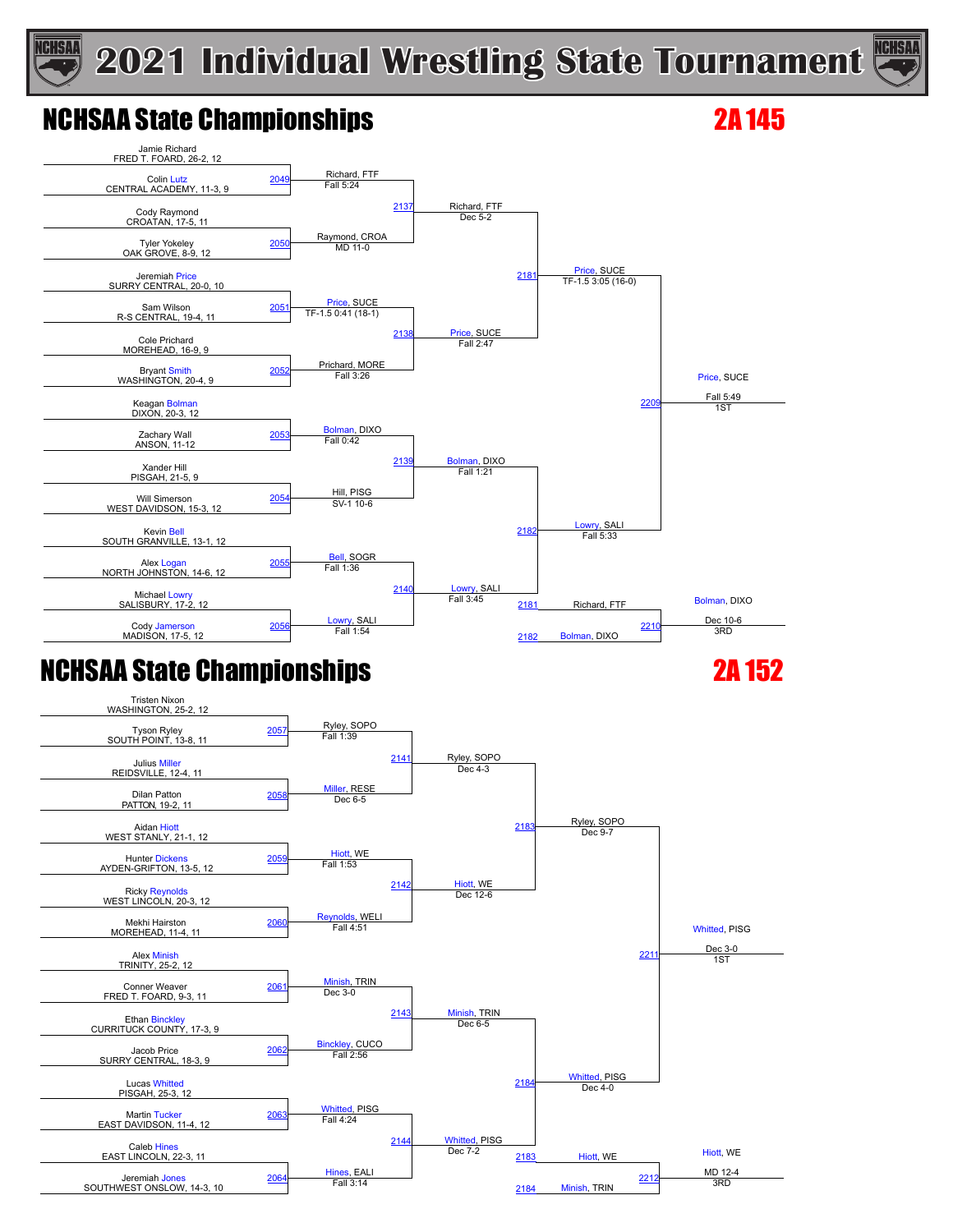# 2021 Individual Wrestling State Tournament

## NCHSAA State Championships — 2A 145

### First Round

| Match | Wrestler 1 | Wrestler 2 | Winner | Result |
|---|---|---|---|---|
| 2049 | Jamie Richard, FRED T. FOARD, 26-2, 12 | Colin Lutz, CENTRAL ACADEMY, 11-3, 9 | Richard, FTF | Fall 5:24 |
| 2050 | Cody Raymond, CROATAN, 17-5, 11 | Tyler Yokeley, OAK GROVE, 8-9, 12 | Raymond, CROA | MD 11-0 |
| 2051 | Jeremiah Price, SURRY CENTRAL, 20-0, 10 | Sam Wilson, R-S CENTRAL, 19-4, 11 | Price, SUCE | TF-1.5 0:41 (18-1) |
| 2052 | Cole Prichard, MOREHEAD, 16-9, 9 | Bryant Smith, WASHINGTON, 20-4, 9 | Prichard, MORE | Fall 3:26 |
| 2053 | Keagan Bolman, DIXON, 20-3, 12 | Zachary Wall, ANSON, 11-12 | Bolman, DIXO | Fall 0:42 |
| 2054 | Xander Hill, PISGAH, 21-5, 9 | Will Simerson, WEST DAVIDSON, 15-3, 12 | Hill, PISG | SV-1 10-6 |
| 2055 | Kevin Bell, SOUTH GRANVILLE, 13-1, 12 | Alex Logan, NORTH JOHNSTON, 14-6, 12 | Bell, SOGR | Fall 1:36 |
| 2056 | Michael Lowry, SALISBURY, 17-2, 12 | Cody Jamerson, MADISON, 17-5, 12 | Lowry, SALI | Fall 1:54 |

### Quarterfinals

| Match | Winner | Result |
|---|---|---|
| 2137 | Richard, FTF | Dec 5-2 |
| 2138 | Price, SUCE | Fall 2:47 |
| 2139 | Bolman, DIXO | Fall 1:21 |
| 2140 | Lowry, SALI | Fall 3:45 |

### Semifinals

| Match | Winner | Result |
|---|---|---|
| 2181 | Price, SUCE | TF-1.5 3:05 (16-0) |
| 2182 | Lowry, SALI | Fall 5:33 |

### Finals

| Match | Winner | Result | Place |
|---|---|---|---|
| 2209 | Price, SUCE | Fall 5:49 | 1ST |
| 2210 (Richard, FTF vs Bolman, DIXO) | Bolman, DIXO | Dec 10-6 | 3RD |

## NCHSAA State Championships — 2A 152

### First Round

| Match | Wrestler 1 | Wrestler 2 | Winner | Result |
|---|---|---|---|---|
| 2057 | Tristen Nixon, WASHINGTON, 25-2, 12 | Tyson Ryley, SOUTH POINT, 13-8, 11 | Ryley, SOPO | Fall 1:39 |
| 2058 | Julius Miller, REIDSVILLE, 12-4, 11 | Dilan Patton, PATTON, 19-2, 11 | Miller, RESE | Dec 6-5 |
| 2059 | Aidan Hiott, WEST STANLY, 21-1, 12 | Hunter Dickens, AYDEN-GRIFTON, 13-5, 12 | Hiott, WE | Fall 1:53 |
| 2060 | Ricky Reynolds, WEST LINCOLN, 20-3, 12 | Mekhi Hairston, MOREHEAD, 11-4, 11 | Reynolds, WELI | Fall 4:51 |
| 2061 | Alex Minish, TRINITY, 25-2, 12 | Conner Weaver, FRED T. FOARD, 9-3, 11 | Minish, TRIN | Dec 3-0 |
| 2062 | Ethan Binckley, CURRITUCK COUNTY, 17-3, 9 | Jacob Price, SURRY CENTRAL, 18-3, 9 | Binckley, CUCO | Fall 2:56 |
| 2063 | Lucas Whitted, PISGAH, 25-3, 12 | Martin Tucker, EAST DAVIDSON, 11-4, 12 | Whitted, PISG | Fall 4:24 |
| 2064 | Caleb Hines, EAST LINCOLN, 22-3, 11 | Jeremiah Jones, SOUTHWEST ONSLOW, 14-3, 10 | Hines, EALI | Fall 3:14 |

### Quarterfinals

| Match | Winner | Result |
|---|---|---|
| 2141 | Ryley, SOPO | Dec 4-3 |
| 2142 | Hiott, WE | Dec 12-6 |
| 2143 | Minish, TRIN | Dec 6-5 |
| 2144 | Whitted, PISG | Dec 7-2 |

### Semifinals

| Match | Winner | Result |
|---|---|---|
| 2183 | Ryley, SOPO | Dec 9-7 |
| 2184 | Whitted, PISG | Dec 4-0 |

### Finals

| Match | Winner | Result | Place |
|---|---|---|---|
| 2211 | Whitted, PISG | Dec 3-0 | 1ST |
| 2212 (Hiott, WE vs Minish, TRIN) | Hiott, WE | MD 12-4 | 3RD |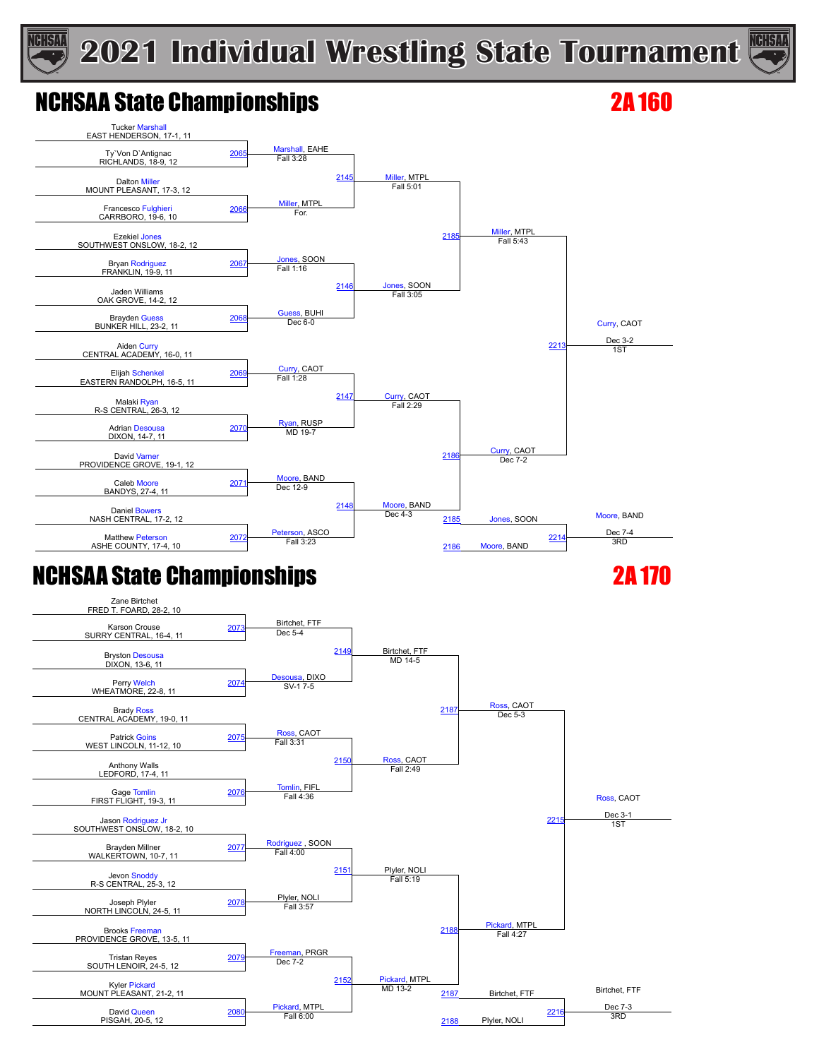# 2021 Individual Wrestling State Tournament

## NCHSAA State Championships — 2A 160

### First Round

| Bout | Wrestler 1 | Wrestler 2 | Winner | Result |
|---|---|---|---|---|
| 2065 | Tucker Marshall, EAST HENDERSON, 17-1, 11 | Ty`Von D`Antignac, RICHLANDS, 18-9, 12 | Marshall, EAHE | Fall 3:28 |
| 2066 | Dalton Miller, MOUNT PLEASANT, 17-3, 12 | Francesco Fulghieri, CARRBORO, 19-6, 10 | Miller, MTPL | For. |
| 2067 | Ezekiel Jones, SOUTHWEST ONSLOW, 18-2, 12 | Bryan Rodriguez, FRANKLIN, 19-9, 11 | Jones, SOON | Fall 1:16 |
| 2068 | Jaden Williams, OAK GROVE, 14-2, 12 | Brayden Guess, BUNKER HILL, 23-2, 11 | Guess, BUHI | Dec 6-0 |
| 2069 | Aiden Curry, CENTRAL ACADEMY, 16-0, 11 | Elijah Schenkel, EASTERN RANDOLPH, 16-5, 11 | Curry, CAOT | Fall 1:28 |
| 2070 | Malaki Ryan, R-S CENTRAL, 26-3, 12 | Adrian Desousa, DIXON, 14-7, 11 | Ryan, RUSP | MD 19-7 |
| 2071 | David Varner, PROVIDENCE GROVE, 19-1, 12 | Caleb Moore, BANDYS, 27-4, 11 | Moore, BAND | Dec 12-9 |
| 2072 | Daniel Bowers, NASH CENTRAL, 17-2, 12 | Matthew Peterson, ASHE COUNTY, 17-4, 10 | Peterson, ASCO | Fall 3:23 |

### Quarterfinals

| Bout | Winner | Result |
|---|---|---|
| 2145 | Miller, MTPL | Fall 5:01 |
| 2146 | Jones, SOON | Fall 3:05 |
| 2147 | Curry, CAOT | Fall 2:29 |
| 2148 | Moore, BAND | Dec 4-3 |

### Semifinals

| Bout | Winner | Result |
|---|---|---|
| 2185 | Miller, MTPL | Fall 5:43 |
| 2186 | Curry, CAOT | Dec 7-2 |

### Finals

| Bout | Winner | Result | Place |
|---|---|---|---|
| 2213 | Curry, CAOT | Dec 3-2 | 1ST |
| 2214 (Jones, SOON vs. Moore, BAND) | Moore, BAND | Dec 7-4 | 3RD |

## NCHSAA State Championships — 2A 170

### First Round

| Bout | Wrestler 1 | Wrestler 2 | Winner | Result |
|---|---|---|---|---|
| 2073 | Zane Birtchet, FRED T. FOARD, 28-2, 10 | Karson Crouse, SURRY CENTRAL, 16-4, 11 | Birtchet, FTF | Dec 5-4 |
| 2074 | Bryston Desousa, DIXON, 13-6, 11 | Perry Welch, WHEATMORE, 22-8, 11 | Desousa, DIXO | SV-1 7-5 |
| 2075 | Brady Ross, CENTRAL ACADEMY, 19-0, 11 | Patrick Goins, WEST LINCOLN, 11-12, 10 | Ross, CAOT | Fall 3:31 |
| 2076 | Anthony Walls, LEDFORD, 17-4, 11 | Gage Tomlin, FIRST FLIGHT, 19-3, 11 | Tomlin, FIFL | Fall 4:36 |
| 2077 | Jason Rodriguez Jr, SOUTHWEST ONSLOW, 18-2, 10 | Brayden Millner, WALKERTOWN, 10-7, 11 | Rodriguez, SOON | Fall 4:00 |
| 2078 | Jevon Snoddy, R-S CENTRAL, 25-3, 12 | Joseph Plyler, NORTH LINCOLN, 24-5, 11 | Plyler, NOLI | Fall 3:57 |
| 2079 | Brooks Freeman, PROVIDENCE GROVE, 13-5, 11 | Tristan Reyes, SOUTH LENOIR, 24-5, 12 | Freeman, PRGR | Dec 7-2 |
| 2080 | Kyler Pickard, MOUNT PLEASANT, 21-2, 11 | David Queen, PISGAH, 20-5, 12 | Pickard, MTPL | Fall 6:00 |

### Quarterfinals

| Bout | Winner | Result |
|---|---|---|
| 2149 | Birtchet, FTF | MD 14-5 |
| 2150 | Ross, CAOT | Fall 2:49 |
| 2151 | Plyler, NOLI | Fall 5:19 |
| 2152 | Pickard, MTPL | MD 13-2 |

### Semifinals

| Bout | Winner | Result |
|---|---|---|
| 2187 | Ross, CAOT | Dec 5-3 |
| 2188 | Pickard, MTPL | Fall 4:27 |

### Finals

| Bout | Winner | Result | Place |
|---|---|---|---|
| 2215 | Ross, CAOT | Dec 3-1 | 1ST |
| 2216 (Birtchet, FTF vs. Plyler, NOLI) | Birtchet, FTF | Dec 7-3 | 3RD |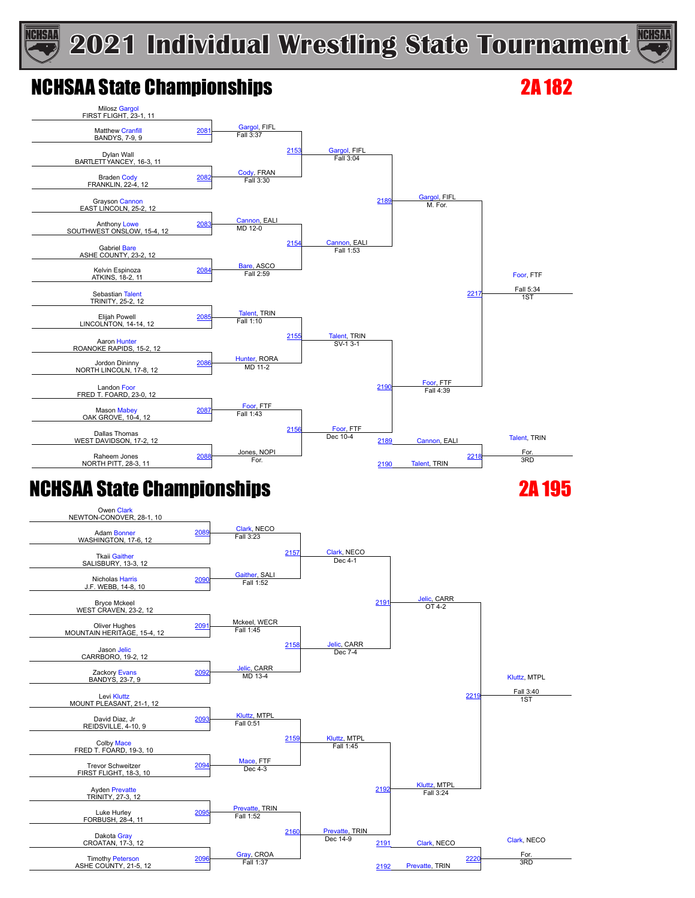# 2021 Individual Wrestling State Tournament

## NCHSAA State Championships

## 2A 182

**First Round**

- Milosz Gargol, FIRST FLIGHT, 23-1, 11 vs. Matthew Cranfill, BANDYS, 7-9, 9 — Match 2081: Gargol, FIFL, Fall 3:37
- Dylan Wall, BARTLETT YANCEY, 16-3, 11 vs. Braden Cody, FRANKLIN, 22-4, 12 — Match 2082: Cody, FRAN, Fall 3:30
- Grayson Cannon, EAST LINCOLN, 25-2, 12 vs. Anthony Lowe, SOUTHWEST ONSLOW, 15-4, 12 — Match 2083: Cannon, EALI, MD 12-0
- Gabriel Bare, ASHE COUNTY, 23-2, 12 vs. Kelvin Espinoza, ATKINS, 18-2, 11 — Match 2084: Bare, ASCO, Fall 2:59
- Sebastian Talent, TRINITY, 25-2, 12 vs. Elijah Powell, LINCOLNTON, 14-14, 12 — Match 2085: Talent, TRIN, Fall 1:10
- Aaron Hunter, ROANOKE RAPIDS, 15-2, 12 vs. Jordon Dininny, NORTH LINCOLN, 17-8, 12 — Match 2086: Hunter, RORA, MD 11-2
- Landon Foor, FRED T. FOARD, 23-0, 12 vs. Mason Mabey, OAK GROVE, 10-4, 12 — Match 2087: Foor, FTF, Fall 1:43
- Dallas Thomas, WEST DAVIDSON, 17-2, 12 vs. Raheem Jones, NORTH PITT, 28-3, 11 — Match 2088: Jones, NOPI, For.

**Quarterfinals**

- Match 2153: Gargol, FIFL, Fall 3:04
- Match 2154: Cannon, EALI, Fall 1:53
- Match 2155: Talent, TRIN, SV-1 3-1
- Match 2156: Foor, FTF, Dec 10-4

**Semifinals**

- Match 2189: Gargol, FIFL, M. For.
- Match 2190: Foor, FTF, Fall 4:39

**Championship**

- Match 2217: Foor, FTF, Fall 5:34 — 1ST

**3rd Place**

- Match 2218: Cannon, EALI (loser of 2189) vs. Talent, TRIN (loser of 2190) — Talent, TRIN, For. — 3RD

## NCHSAA State Championships

## 2A 195

**First Round**

- Owen Clark, NEWTON-CONOVER, 28-1, 10 vs. Adam Bonner, WASHINGTON, 17-6, 12 — Match 2089: Clark, NECO, Fall 3:23
- Tkaii Gaither, SALISBURY, 13-3, 12 vs. Nicholas Harris, J.F. WEBB, 14-8, 10 — Match 2090: Gaither, SALI, Fall 1:52
- Bryce Mckeel, WEST CRAVEN, 23-2, 12 vs. Oliver Hughes, MOUNTAIN HERITAGE, 15-4, 12 — Match 2091: Mckeel, WECR, Fall 1:45
- Jason Jelic, CARRBORO, 19-2, 12 vs. Zackory Evans, BANDYS, 23-7, 9 — Match 2092: Jelic, CARR, MD 13-4
- Levi Kluttz, MOUNT PLEASANT, 21-1, 12 vs. David Diaz, Jr, REIDSVILLE, 4-10, 9 — Match 2093: Kluttz, MTPL, Fall 0:51
- Colby Mace, FRED T. FOARD, 19-3, 10 vs. Trevor Schweitzer, FIRST FLIGHT, 18-3, 10 — Match 2094: Mace, FTF, Dec 4-3
- Ayden Prevatte, TRINITY, 27-3, 12 vs. Luke Hurley, FORBUSH, 28-4, 11 — Match 2095: Prevatte, TRIN, Fall 1:52
- Dakota Gray, CROATAN, 17-3, 12 vs. Timothy Peterson, ASHE COUNTY, 21-5, 12 — Match 2096: Gray, CROA, Fall 1:37

**Quarterfinals**

- Match 2157: Clark, NECO, Dec 4-1
- Match 2158: Jelic, CARR, Dec 7-4
- Match 2159: Kluttz, MTPL, Fall 1:45
- Match 2160: Prevatte, TRIN, Dec 14-9

**Semifinals**

- Match 2191: Jelic, CARR, OT 4-2
- Match 2192: Kluttz, MTPL, Fall 3:24

**Championship**

- Match 2219: Kluttz, MTPL, Fall 3:40 — 1ST

**3rd Place**

- Match 2220: Clark, NECO (loser of 2191) vs. Prevatte, TRIN (loser of 2192) — Clark, NECO, For. — 3RD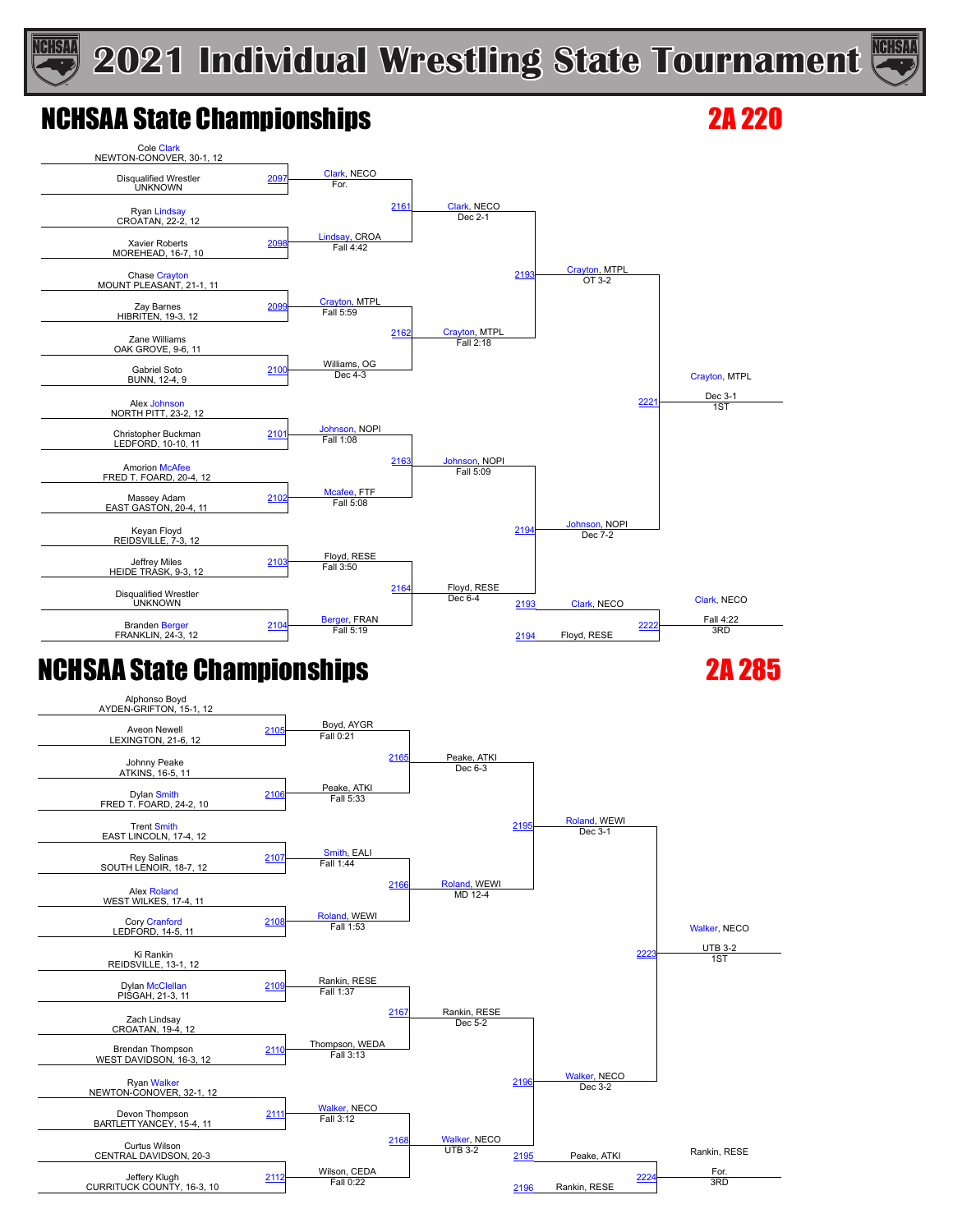# 2021 Individual Wrestling State Tournament

## NCHSAA State Championships

## 2A 220

Cole Clark
NEWTON-CONOVER, 30-1, 12

Disqualified Wrestler
UNKNOWN

2097 — Clark, NECO — For.

Ryan Lindsay
CROATAN, 22-2, 12

Xavier Roberts
MOREHEAD, 16-7, 10

2098 — Lindsay, CROA — Fall 4:42

2161 — Clark, NECO — Dec 2-1

Chase Crayton
MOUNT PLEASANT, 21-1, 11

Zay Barnes
HIBRITEN, 19-3, 12

2099 — Crayton, MTPL — Fall 5:59

Zane Williams
OAK GROVE, 9-6, 11

Gabriel Soto
BUNN, 12-4, 9

2100 — Williams, OG — Dec 4-3

2162 — Crayton, MTPL — Fall 2:18

2193 — Crayton, MTPL — OT 3-2

Alex Johnson
NORTH PITT, 23-2, 12

Christopher Buckman
LEDFORD, 10-10, 11

2101 — Johnson, NOPI — Fall 1:08

Amorion McAfee
FRED T. FOARD, 20-4, 12

Massey Adam
EAST GASTON, 20-4, 11

2102 — Mcafee, FTF — Fall 5:08

2163 — Johnson, NOPI — Fall 5:09

Keyan Floyd
REIDSVILLE, 7-3, 12

Jeffrey Miles
HEIDE TRASK, 9-3, 12

2103 — Floyd, RESE — Fall 3:50

Disqualified Wrestler
UNKNOWN

Branden Berger
FRANKLIN, 24-3, 12

2104 — Berger, FRAN — Fall 5:19

2164 — Floyd, RESE — Dec 6-4

2194 — Johnson, NOPI — Dec 7-2

2221 — Crayton, MTPL — Dec 3-1 — 1ST

2193 Clark, NECO
2194 Floyd, RESE

2222 — Clark, NECO — Fall 4:22 — 3RD

## NCHSAA State Championships

## 2A 285

Alphonso Boyd
AYDEN-GRIFTON, 15-1, 12

Aveon Newell
LEXINGTON, 21-6, 12

2105 — Boyd, AYGR — Fall 0:21

Johnny Peake
ATKINS, 16-5, 11

Dylan Smith
FRED T. FOARD, 24-2, 10

2106 — Peake, ATKI — Fall 5:33

2165 — Peake, ATKI — Dec 6-3

Trent Smith
EAST LINCOLN, 17-4, 12

Rey Salinas
SOUTH LENOIR, 18-7, 12

2107 — Smith, EALI — Fall 1:44

Alex Roland
WEST WILKES, 17-4, 11

Cory Cranford
LEDFORD, 14-5, 11

2108 — Roland, WEWI — Fall 1:53

2166 — Roland, WEWI — MD 12-4

2195 — Roland, WEWI — Dec 3-1

Ki Rankin
REIDSVILLE, 13-1, 12

Dylan McClellan
PISGAH, 21-3, 11

2109 — Rankin, RESE — Fall 1:37

Zach Lindsay
CROATAN, 19-4, 12

Brendan Thompson
WEST DAVIDSON, 16-3, 12

2110 — Thompson, WEDA — Fall 3:13

2167 — Rankin, RESE — Dec 5-2

Ryan Walker
NEWTON-CONOVER, 32-1, 12

Devon Thompson
BARTLETT YANCEY, 15-4, 11

2111 — Walker, NECO — Fall 3:12

Curtus Wilson
CENTRAL DAVIDSON, 20-3

Jeffery Klugh
CURRITUCK COUNTY, 16-3, 10

2112 — Wilson, CEDA — Fall 0:22

2168 — Walker, NECO — UTB 3-2

2196 — Walker, NECO — Dec 3-2

2223 — Walker, NECO — UTB 3-2 — 1ST

2195 Peake, ATKI
2196 Rankin, RESE

2224 — Rankin, RESE — For. — 3RD